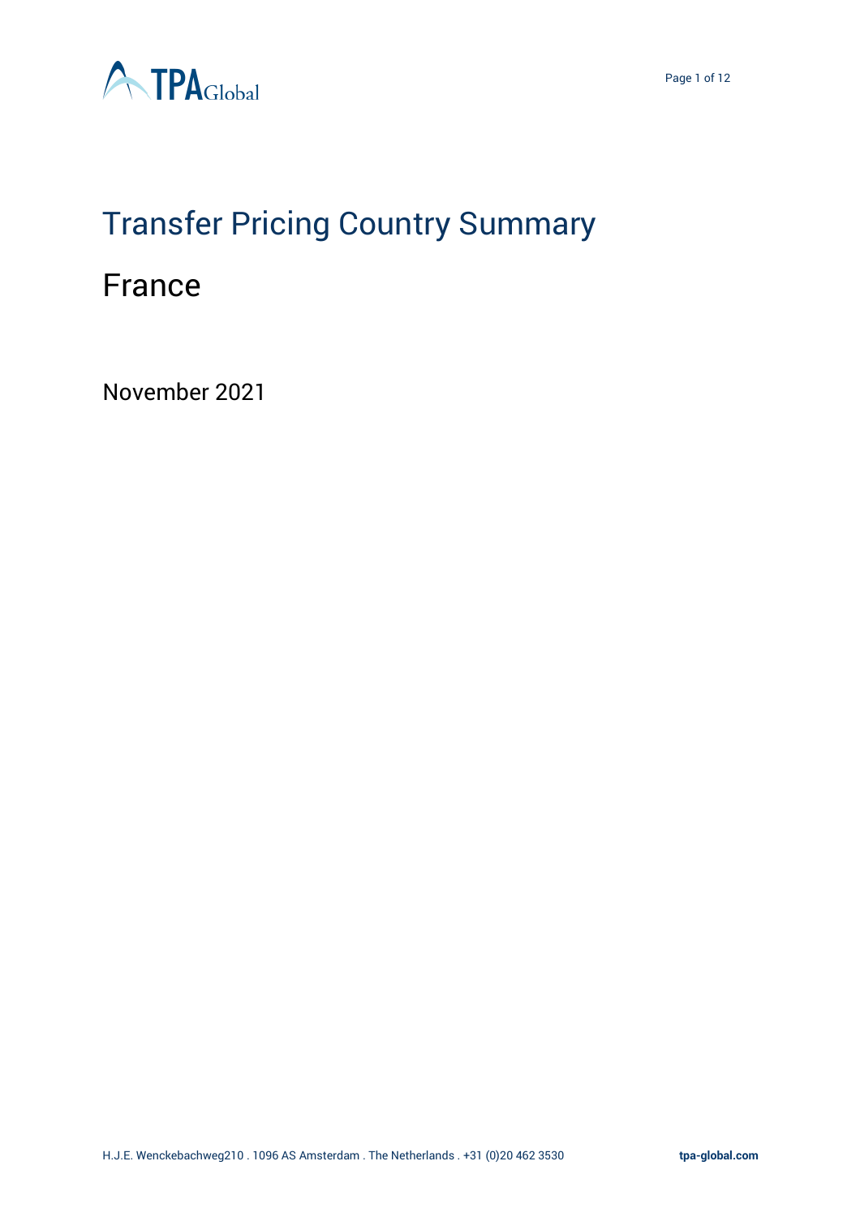# Transfer Pricing Country Summary

## France

November 2021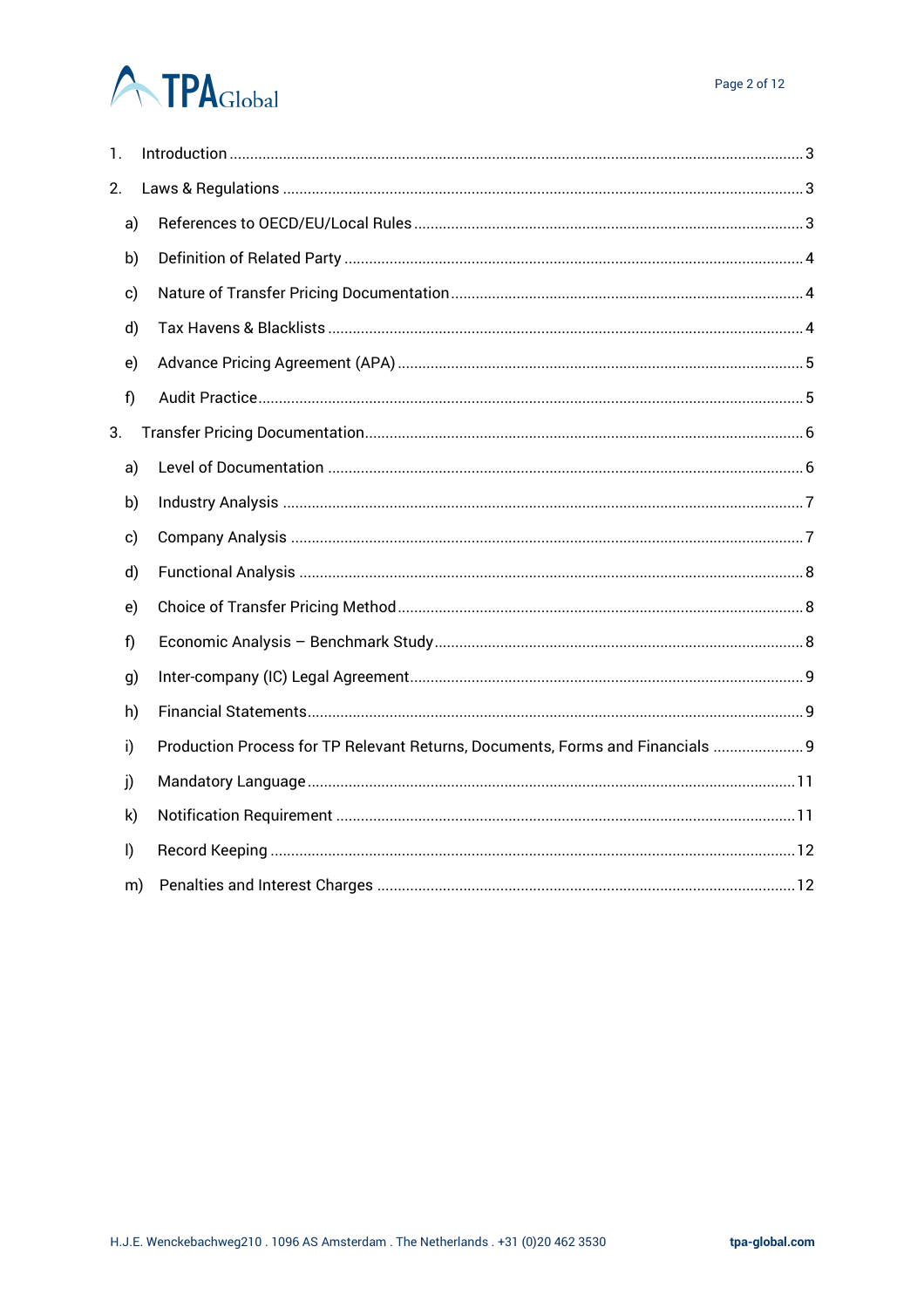1. Introduction ........................................................................................................................................ 3
2. Laws & Regulations ............................................................................................................................ 3
   a) References to OECD/EU/Local Rules ............................................................................................ 3
   b) Definition of Related Party ............................................................................................................. 4
   c) Nature of Transfer Pricing Documentation .................................................................................... 4
   d) Tax Havens & Blacklists ................................................................................................................. 4
   e) Advance Pricing Agreement (APA) ................................................................................................. 5
   f) Audit Practice ................................................................................................................................... 5
3. Transfer Pricing Documentation ......................................................................................................... 6
   a) Level of Documentation ................................................................................................................. 6
   b) Industry Analysis ............................................................................................................................ 7
   c) Company Analysis .......................................................................................................................... 7
   d) Functional Analysis ........................................................................................................................ 8
   e) Choice of Transfer Pricing Method ................................................................................................. 8
   f) Economic Analysis – Benchmark Study ........................................................................................ 8
   g) Inter-company (IC) Legal Agreement .............................................................................................. 9
   h) Financial Statements ....................................................................................................................... 9
   i) Production Process for TP Relevant Returns, Documents, Forms and Financials ...................... 9
   j) Mandatory Language ..................................................................................................................... 11
   k) Notification Requirement ............................................................................................................. 11
   l) Record Keeping ............................................................................................................................. 12
   m) Penalties and Interest Charges .................................................................................................... 12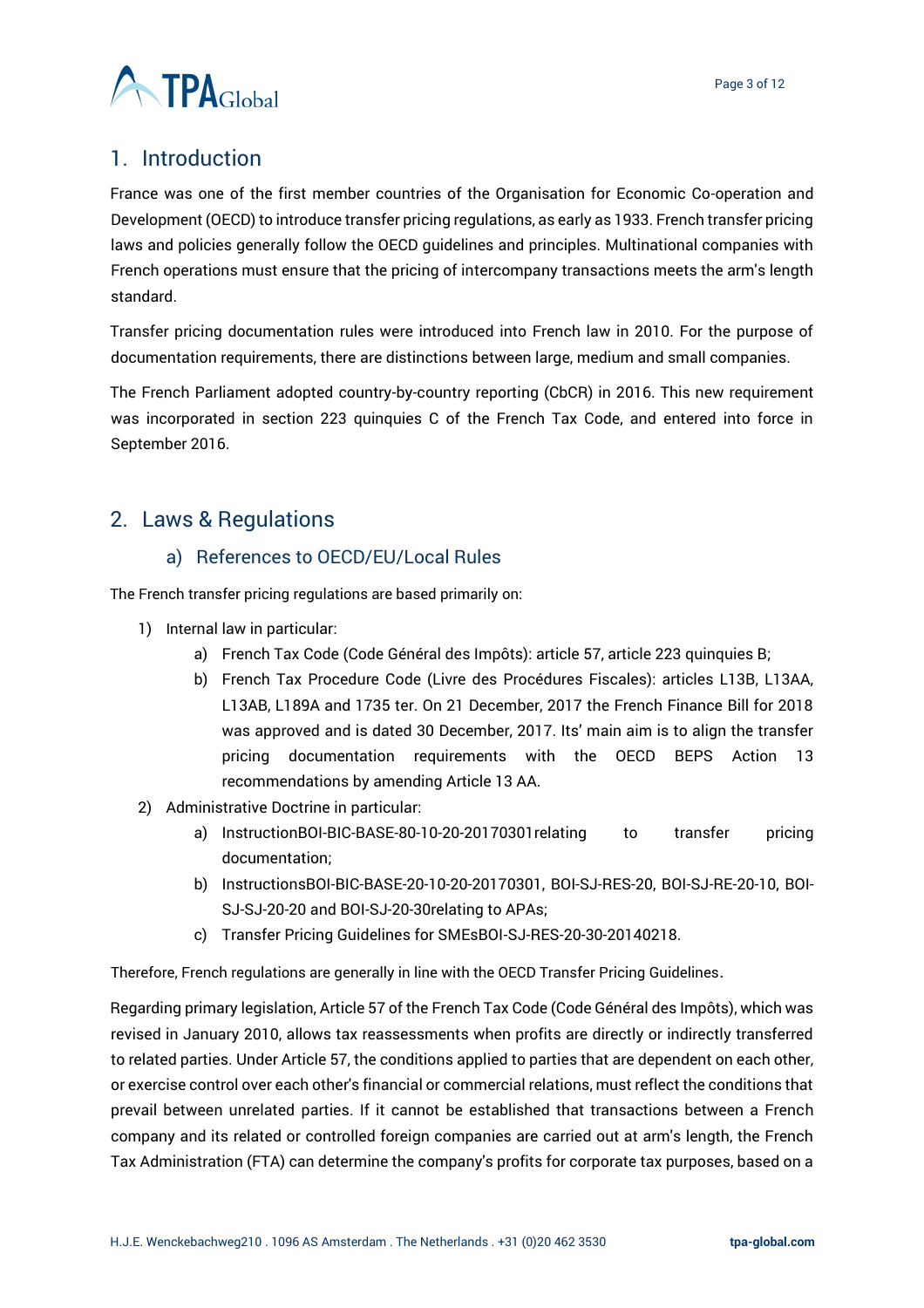## 1. Introduction

France was one of the first member countries of the Organisation for Economic Co-operation and Development (OECD) to introduce transfer pricing regulations, as early as 1933. French transfer pricing laws and policies generally follow the OECD guidelines and principles. Multinational companies with French operations must ensure that the pricing of intercompany transactions meets the arm's length standard.

Transfer pricing documentation rules were introduced into French law in 2010. For the purpose of documentation requirements, there are distinctions between large, medium and small companies.

The French Parliament adopted country-by-country reporting (CbCR) in 2016. This new requirement was incorporated in section 223 quinquies C of the French Tax Code, and entered into force in September 2016.

## 2. Laws & Regulations

### a) References to OECD/EU/Local Rules

The French transfer pricing regulations are based primarily on:

1) Internal law in particular:
   a) French Tax Code (Code Général des Impôts): article 57, article 223 quinquies B;
   b) French Tax Procedure Code (Livre des Procédures Fiscales): articles L13B, L13AA, L13AB, L189A and 1735 ter. On 21 December, 2017 the French Finance Bill for 2018 was approved and is dated 30 December, 2017. Its' main aim is to align the transfer pricing documentation requirements with the OECD BEPS Action 13 recommendations by amending Article 13 AA.
2) Administrative Doctrine in particular:
   a) InstructionBOI-BIC-BASE-80-10-20-20170301relating to transfer pricing documentation;
   b) InstructionsBOI-BIC-BASE-20-10-20-20170301, BOI-SJ-RES-20, BOI-SJ-RE-20-10, BOI-SJ-SJ-20-20 and BOI-SJ-20-30relating to APAs;
   c) Transfer Pricing Guidelines for SMEsBOI-SJ-RES-20-30-20140218.

Therefore, French regulations are generally in line with the OECD Transfer Pricing Guidelines.

Regarding primary legislation, Article 57 of the French Tax Code (Code Général des Impôts), which was revised in January 2010, allows tax reassessments when profits are directly or indirectly transferred to related parties. Under Article 57, the conditions applied to parties that are dependent on each other, or exercise control over each other's financial or commercial relations, must reflect the conditions that prevail between unrelated parties. If it cannot be established that transactions between a French company and its related or controlled foreign companies are carried out at arm's length, the French Tax Administration (FTA) can determine the company's profits for corporate tax purposes, based on a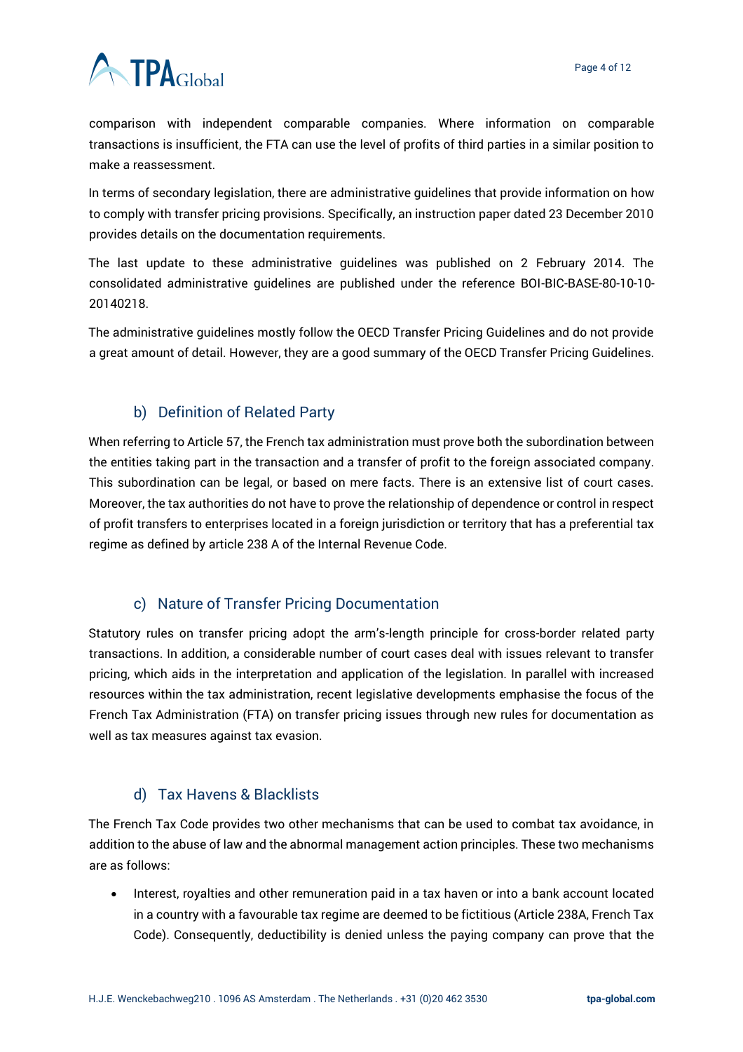comparison with independent comparable companies. Where information on comparable transactions is insufficient, the FTA can use the level of profits of third parties in a similar position to make a reassessment.

In terms of secondary legislation, there are administrative guidelines that provide information on how to comply with transfer pricing provisions. Specifically, an instruction paper dated 23 December 2010 provides details on the documentation requirements.

The last update to these administrative guidelines was published on 2 February 2014. The consolidated administrative guidelines are published under the reference BOI-BIC-BASE-80-10-10-20140218.

The administrative guidelines mostly follow the OECD Transfer Pricing Guidelines and do not provide a great amount of detail. However, they are a good summary of the OECD Transfer Pricing Guidelines.

### b) Definition of Related Party

When referring to Article 57, the French tax administration must prove both the subordination between the entities taking part in the transaction and a transfer of profit to the foreign associated company. This subordination can be legal, or based on mere facts. There is an extensive list of court cases. Moreover, the tax authorities do not have to prove the relationship of dependence or control in respect of profit transfers to enterprises located in a foreign jurisdiction or territory that has a preferential tax regime as defined by article 238 A of the Internal Revenue Code.

### c) Nature of Transfer Pricing Documentation

Statutory rules on transfer pricing adopt the arm's-length principle for cross-border related party transactions. In addition, a considerable number of court cases deal with issues relevant to transfer pricing, which aids in the interpretation and application of the legislation. In parallel with increased resources within the tax administration, recent legislative developments emphasise the focus of the French Tax Administration (FTA) on transfer pricing issues through new rules for documentation as well as tax measures against tax evasion.

### d) Tax Havens & Blacklists

The French Tax Code provides two other mechanisms that can be used to combat tax avoidance, in addition to the abuse of law and the abnormal management action principles. These two mechanisms are as follows:

- Interest, royalties and other remuneration paid in a tax haven or into a bank account located in a country with a favourable tax regime are deemed to be fictitious (Article 238A, French Tax Code). Consequently, deductibility is denied unless the paying company can prove that the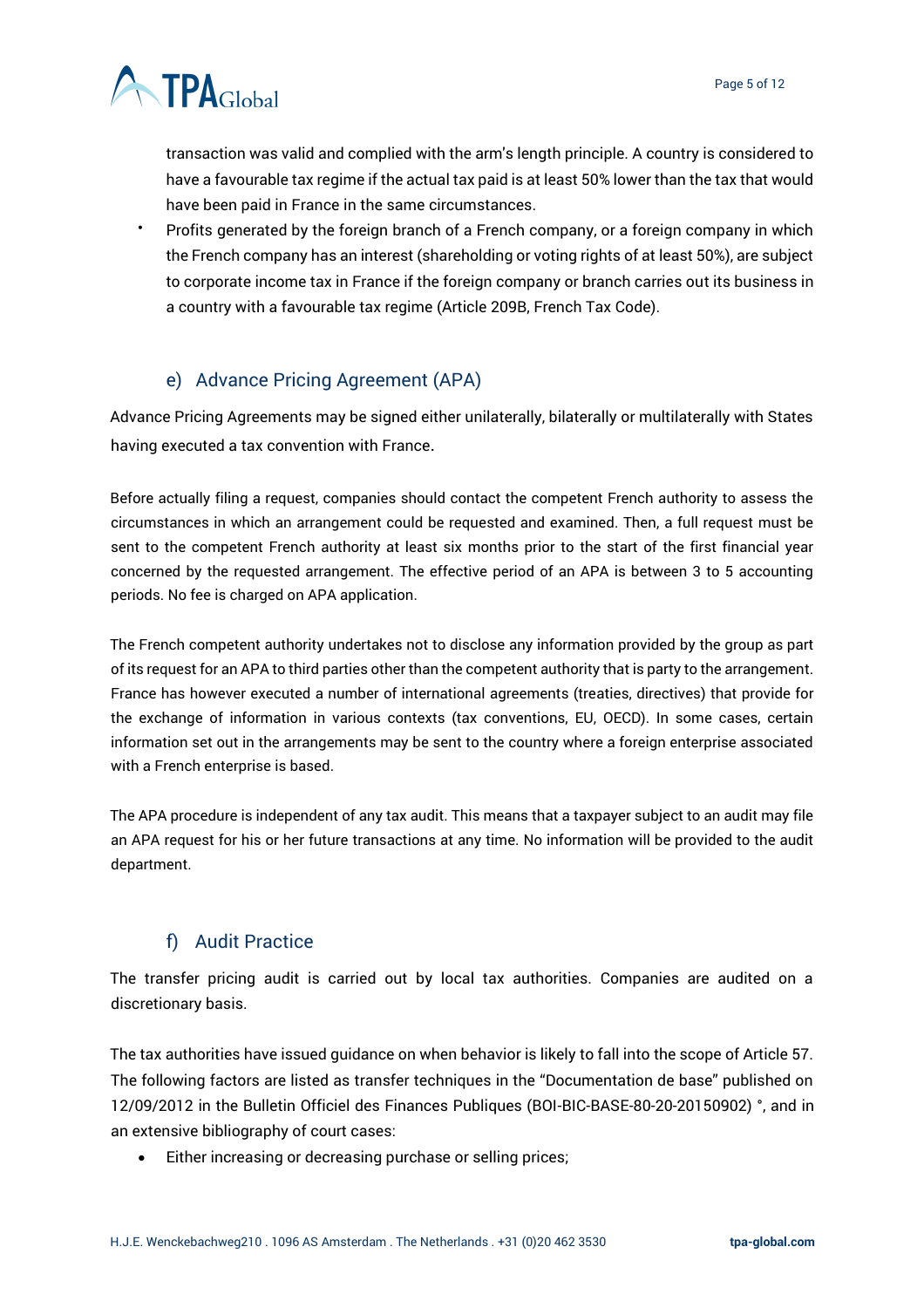transaction was valid and complied with the arm's length principle. A country is considered to have a favourable tax regime if the actual tax paid is at least 50% lower than the tax that would have been paid in France in the same circumstances.

- Profits generated by the foreign branch of a French company, or a foreign company in which the French company has an interest (shareholding or voting rights of at least 50%), are subject to corporate income tax in France if the foreign company or branch carries out its business in a country with a favourable tax regime (Article 209B, French Tax Code).

### e) Advance Pricing Agreement (APA)

Advance Pricing Agreements may be signed either unilaterally, bilaterally or multilaterally with States having executed a tax convention with France.

Before actually filing a request, companies should contact the competent French authority to assess the circumstances in which an arrangement could be requested and examined. Then, a full request must be sent to the competent French authority at least six months prior to the start of the first financial year concerned by the requested arrangement. The effective period of an APA is between 3 to 5 accounting periods. No fee is charged on APA application.

The French competent authority undertakes not to disclose any information provided by the group as part of its request for an APA to third parties other than the competent authority that is party to the arrangement. France has however executed a number of international agreements (treaties, directives) that provide for the exchange of information in various contexts (tax conventions, EU, OECD). In some cases, certain information set out in the arrangements may be sent to the country where a foreign enterprise associated with a French enterprise is based.

The APA procedure is independent of any tax audit. This means that a taxpayer subject to an audit may file an APA request for his or her future transactions at any time. No information will be provided to the audit department.

### f) Audit Practice

The transfer pricing audit is carried out by local tax authorities. Companies are audited on a discretionary basis.

The tax authorities have issued guidance on when behavior is likely to fall into the scope of Article 57. The following factors are listed as transfer techniques in the "Documentation de base" published on 12/09/2012 in the Bulletin Officiel des Finances Publiques (BOI-BIC-BASE-80-20-20150902) °, and in an extensive bibliography of court cases:

- Either increasing or decreasing purchase or selling prices;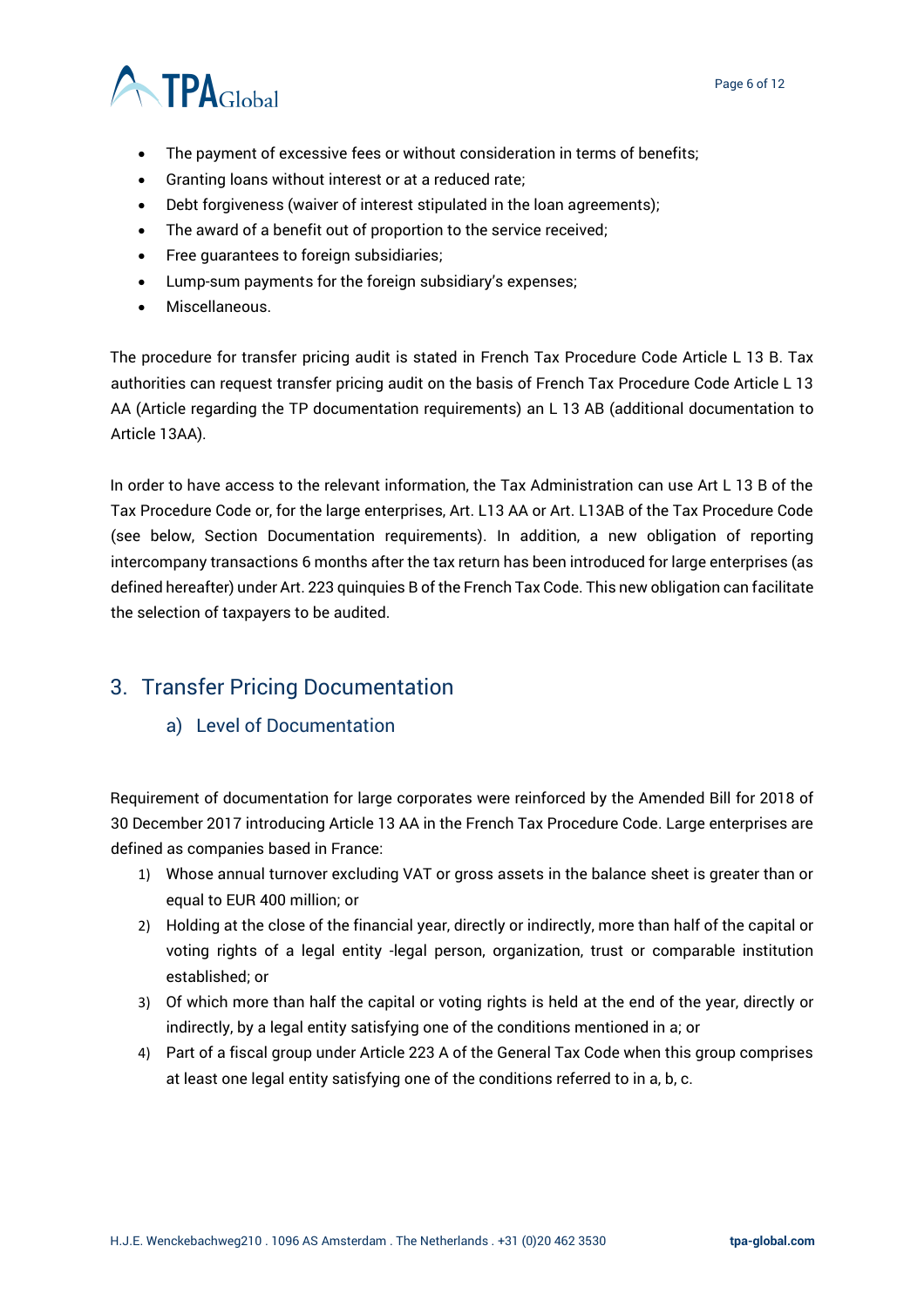- The payment of excessive fees or without consideration in terms of benefits;
- Granting loans without interest or at a reduced rate;
- Debt forgiveness (waiver of interest stipulated in the loan agreements);
- The award of a benefit out of proportion to the service received;
- Free guarantees to foreign subsidiaries;
- Lump-sum payments for the foreign subsidiary's expenses;
- Miscellaneous.

The procedure for transfer pricing audit is stated in French Tax Procedure Code Article L 13 B. Tax authorities can request transfer pricing audit on the basis of French Tax Procedure Code Article L 13 AA (Article regarding the TP documentation requirements) an L 13 AB (additional documentation to Article 13AA).

In order to have access to the relevant information, the Tax Administration can use Art L 13 B of the Tax Procedure Code or, for the large enterprises, Art. L13 AA or Art. L13AB of the Tax Procedure Code (see below, Section Documentation requirements). In addition, a new obligation of reporting intercompany transactions 6 months after the tax return has been introduced for large enterprises (as defined hereafter) under Art. 223 quinquies B of the French Tax Code. This new obligation can facilitate the selection of taxpayers to be audited.

## 3. Transfer Pricing Documentation

### a) Level of Documentation

Requirement of documentation for large corporates were reinforced by the Amended Bill for 2018 of 30 December 2017 introducing Article 13 AA in the French Tax Procedure Code. Large enterprises are defined as companies based in France:

1) Whose annual turnover excluding VAT or gross assets in the balance sheet is greater than or equal to EUR 400 million; or
2) Holding at the close of the financial year, directly or indirectly, more than half of the capital or voting rights of a legal entity -legal person, organization, trust or comparable institution established; or
3) Of which more than half the capital or voting rights is held at the end of the year, directly or indirectly, by a legal entity satisfying one of the conditions mentioned in a; or
4) Part of a fiscal group under Article 223 A of the General Tax Code when this group comprises at least one legal entity satisfying one of the conditions referred to in a, b, c.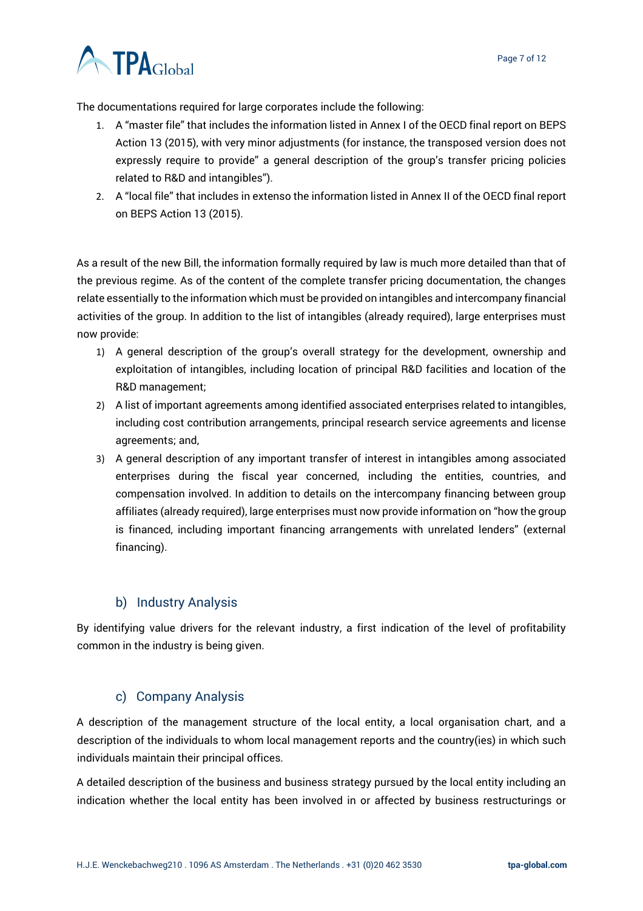The documentations required for large corporates include the following:

1. A "master file" that includes the information listed in Annex I of the OECD final report on BEPS Action 13 (2015), with very minor adjustments (for instance, the transposed version does not expressly require to provide" a general description of the group's transfer pricing policies related to R&D and intangibles").
2. A "local file" that includes in extenso the information listed in Annex II of the OECD final report on BEPS Action 13 (2015).

As a result of the new Bill, the information formally required by law is much more detailed than that of the previous regime. As of the content of the complete transfer pricing documentation, the changes relate essentially to the information which must be provided on intangibles and intercompany financial activities of the group. In addition to the list of intangibles (already required), large enterprises must now provide:

1) A general description of the group's overall strategy for the development, ownership and exploitation of intangibles, including location of principal R&D facilities and location of the R&D management;
2) A list of important agreements among identified associated enterprises related to intangibles, including cost contribution arrangements, principal research service agreements and license agreements; and,
3) A general description of any important transfer of interest in intangibles among associated enterprises during the fiscal year concerned, including the entities, countries, and compensation involved. In addition to details on the intercompany financing between group affiliates (already required), large enterprises must now provide information on "how the group is financed, including important financing arrangements with unrelated lenders" (external financing).

### b) Industry Analysis

By identifying value drivers for the relevant industry, a first indication of the level of profitability common in the industry is being given.

### c) Company Analysis

A description of the management structure of the local entity, a local organisation chart, and a description of the individuals to whom local management reports and the country(ies) in which such individuals maintain their principal offices.

A detailed description of the business and business strategy pursued by the local entity including an indication whether the local entity has been involved in or affected by business restructurings or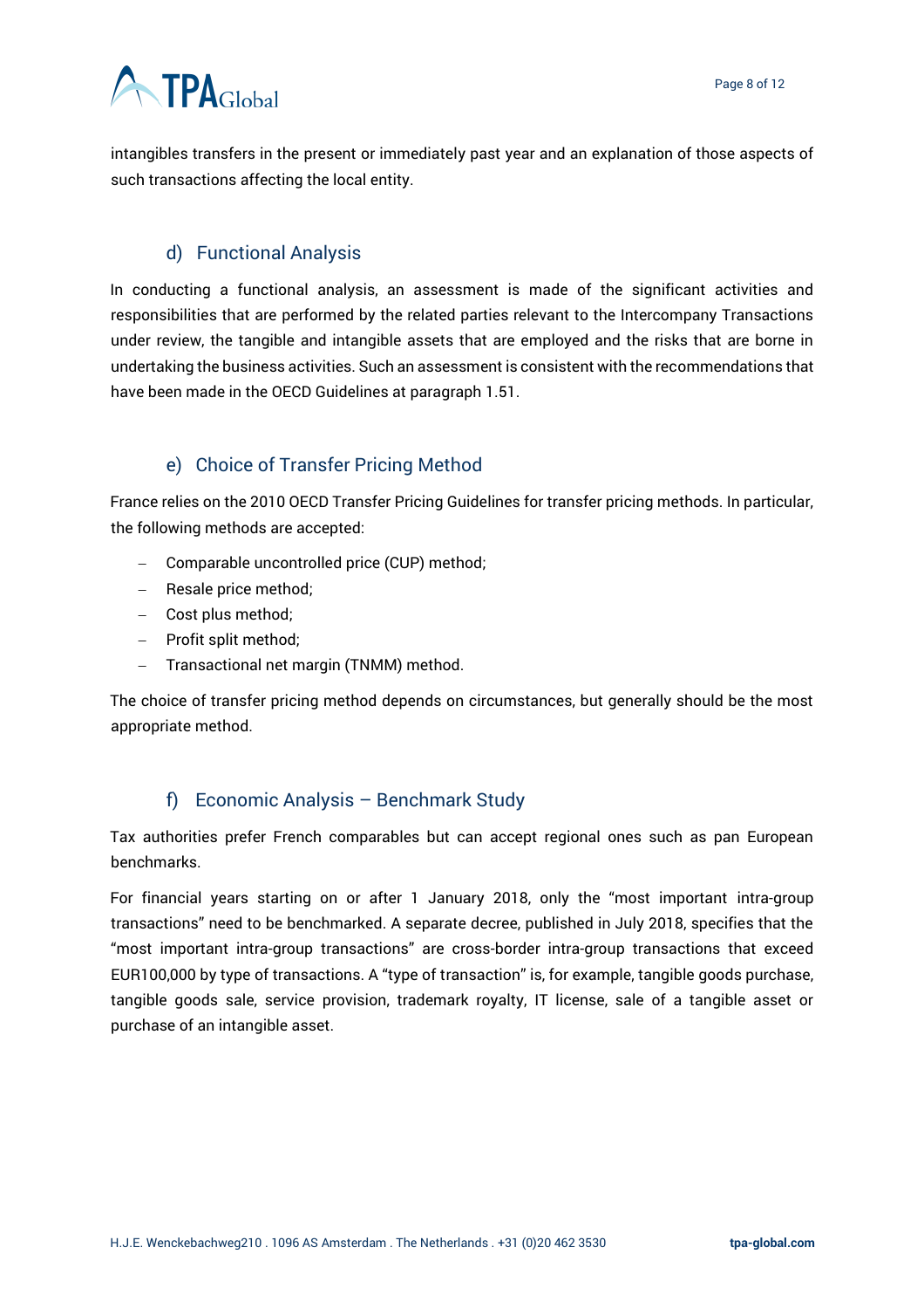intangibles transfers in the present or immediately past year and an explanation of those aspects of such transactions affecting the local entity.

### d) Functional Analysis

In conducting a functional analysis, an assessment is made of the significant activities and responsibilities that are performed by the related parties relevant to the Intercompany Transactions under review, the tangible and intangible assets that are employed and the risks that are borne in undertaking the business activities. Such an assessment is consistent with the recommendations that have been made in the OECD Guidelines at paragraph 1.51.

### e) Choice of Transfer Pricing Method

France relies on the 2010 OECD Transfer Pricing Guidelines for transfer pricing methods. In particular, the following methods are accepted:

- Comparable uncontrolled price (CUP) method;
- Resale price method;
- Cost plus method;
- Profit split method;
- Transactional net margin (TNMM) method.

The choice of transfer pricing method depends on circumstances, but generally should be the most appropriate method.

### f) Economic Analysis – Benchmark Study

Tax authorities prefer French comparables but can accept regional ones such as pan European benchmarks.

For financial years starting on or after 1 January 2018, only the "most important intra-group transactions" need to be benchmarked. A separate decree, published in July 2018, specifies that the "most important intra-group transactions" are cross-border intra-group transactions that exceed EUR100,000 by type of transactions. A "type of transaction" is, for example, tangible goods purchase, tangible goods sale, service provision, trademark royalty, IT license, sale of a tangible asset or purchase of an intangible asset.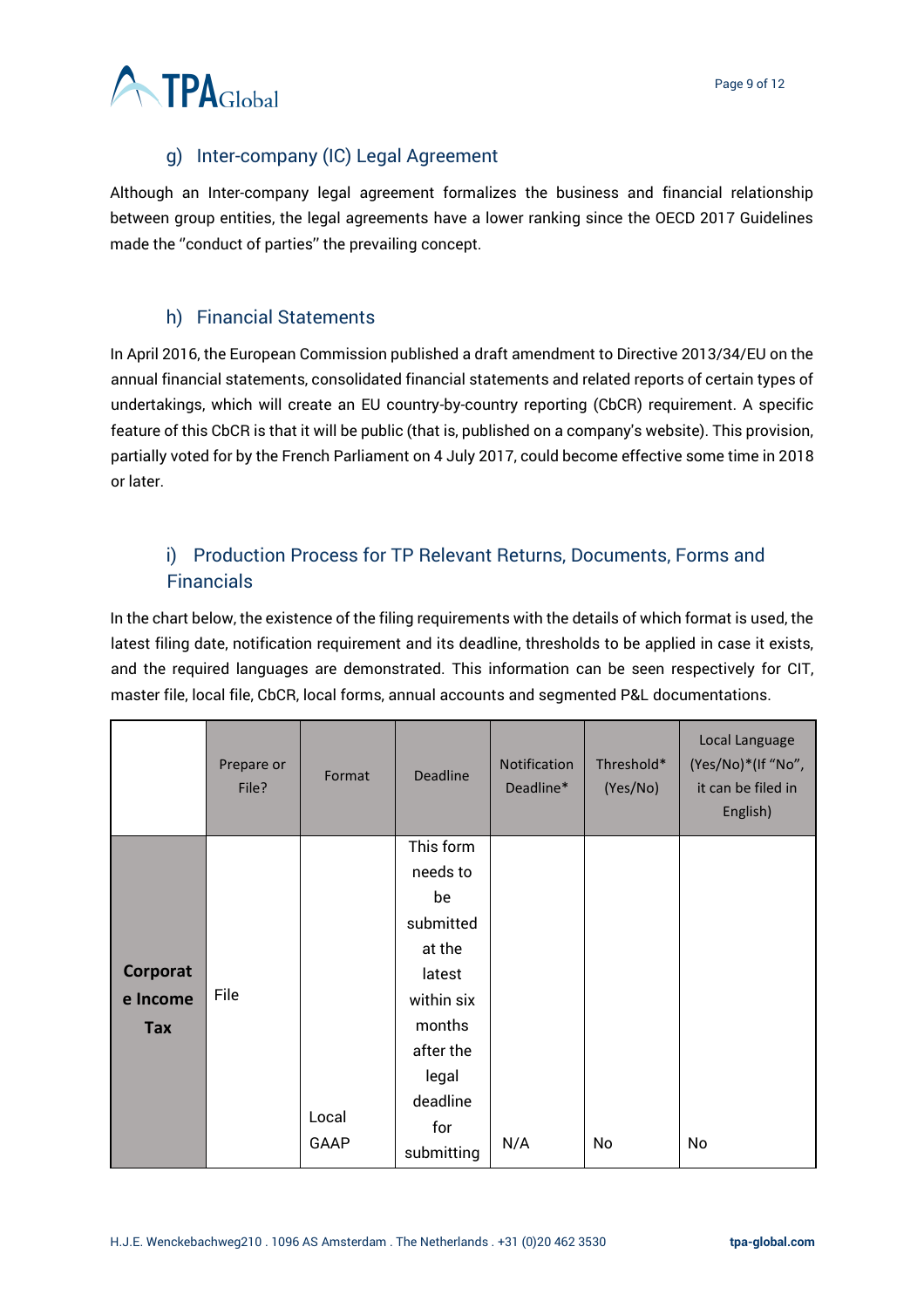### g) Inter-company (IC) Legal Agreement

Although an Inter-company legal agreement formalizes the business and financial relationship between group entities, the legal agreements have a lower ranking since the OECD 2017 Guidelines made the ''conduct of parties'' the prevailing concept.

### h) Financial Statements

In April 2016, the European Commission published a draft amendment to Directive 2013/34/EU on the annual financial statements, consolidated financial statements and related reports of certain types of undertakings, which will create an EU country-by-country reporting (CbCR) requirement. A specific feature of this CbCR is that it will be public (that is, published on a company's website). This provision, partially voted for by the French Parliament on 4 July 2017, could become effective some time in 2018 or later.

### i) Production Process for TP Relevant Returns, Documents, Forms and Financials

In the chart below, the existence of the filing requirements with the details of which format is used, the latest filing date, notification requirement and its deadline, thresholds to be applied in case it exists, and the required languages are demonstrated. This information can be seen respectively for CIT, master file, local file, CbCR, local forms, annual accounts and segmented P&L documentations.

| | Prepare or File? | Format | Deadline | Notification Deadline* | Threshold* (Yes/No) | Local Language (Yes/No)*(If "No", it can be filed in English) |
|---|---|---|---|---|---|---|
| **Corporate Income Tax** | File | Local GAAP | This form needs to be submitted at the latest within six months after the legal deadline for submitting | N/A | No | No |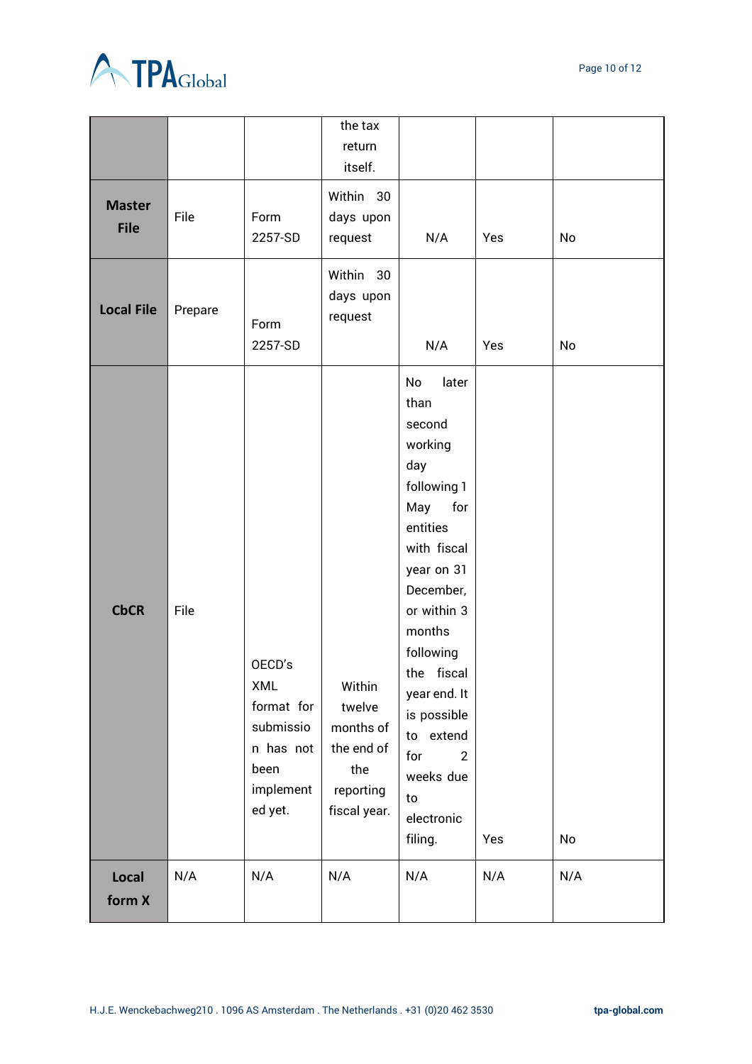| | | | | | | |
|---|---|---|---|---|---|---|
| | | | the tax return itself. | | | |
| **Master File** | File | Form 2257-SD | Within 30 days upon request | N/A | Yes | No |
| **Local File** | Prepare | Form 2257-SD | Within 30 days upon request | N/A | Yes | No |
| **CbCR** | File | OECD's XML format for submission has not been implemented yet. | Within twelve months of the end of the reporting fiscal year. | No later than second working day following 1 May for entities with fiscal year on 31 December, or within 3 months following the fiscal year end. It is possible to extend for 2 weeks due to electronic filing. | Yes | No |
| **Local form X** | N/A | N/A | N/A | N/A | N/A | N/A |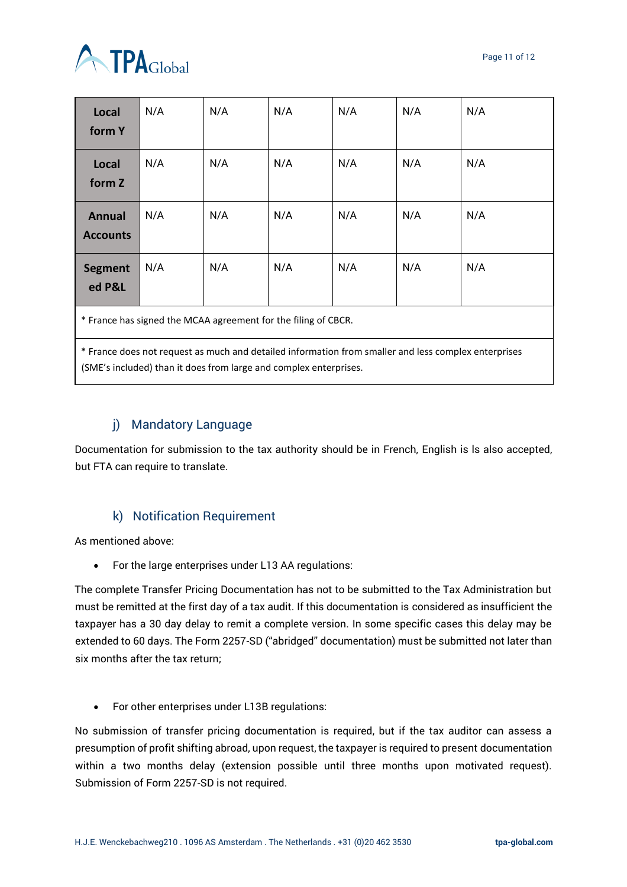| | | | | | | |
|---|---|---|---|---|---|---|
| **Local form Y** | N/A | N/A | N/A | N/A | N/A | N/A |
| **Local form Z** | N/A | N/A | N/A | N/A | N/A | N/A |
| **Annual Accounts** | N/A | N/A | N/A | N/A | N/A | N/A |
| **Segmented P&L** | N/A | N/A | N/A | N/A | N/A | N/A |
| * France has signed the MCAA agreement for the filing of CBCR. | | | | | | |
| * France does not request as much and detailed information from smaller and less complex enterprises (SME's included) than it does from large and complex enterprises. | | | | | | |

### j) Mandatory Language

Documentation for submission to the tax authority should be in French, English is ls also accepted, but FTA can require to translate.

### k) Notification Requirement

As mentioned above:

- For the large enterprises under L13 AA regulations:

The complete Transfer Pricing Documentation has not to be submitted to the Tax Administration but must be remitted at the first day of a tax audit. If this documentation is considered as insufficient the taxpayer has a 30 day delay to remit a complete version. In some specific cases this delay may be extended to 60 days. The Form 2257-SD ("abridged" documentation) must be submitted not later than six months after the tax return;

- For other enterprises under L13B regulations:

No submission of transfer pricing documentation is required, but if the tax auditor can assess a presumption of profit shifting abroad, upon request, the taxpayer is required to present documentation within a two months delay (extension possible until three months upon motivated request). Submission of Form 2257-SD is not required.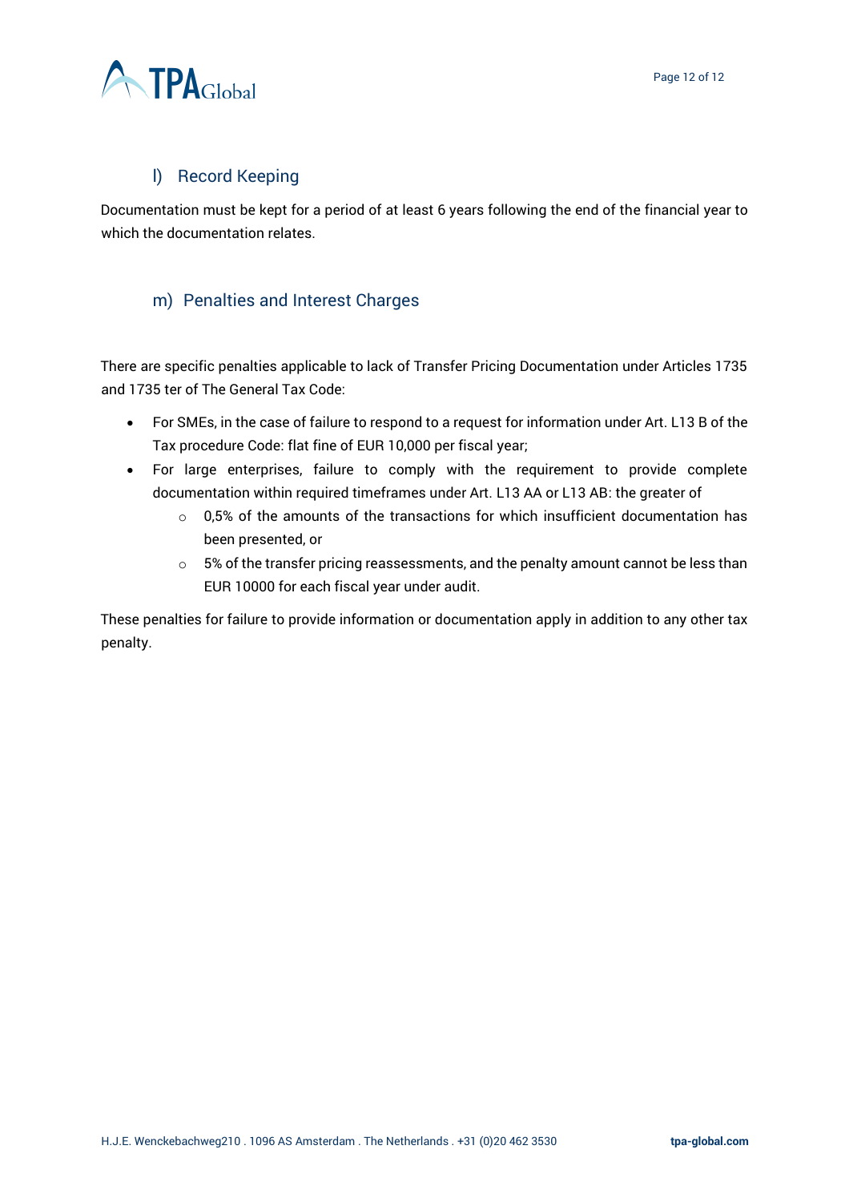## l) Record Keeping

Documentation must be kept for a period of at least 6 years following the end of the financial year to which the documentation relates.

## m) Penalties and Interest Charges

There are specific penalties applicable to lack of Transfer Pricing Documentation under Articles 1735 and 1735 ter of The General Tax Code:

- For SMEs, in the case of failure to respond to a request for information under Art. L13 B of the Tax procedure Code: flat fine of EUR 10,000 per fiscal year;
- For large enterprises, failure to comply with the requirement to provide complete documentation within required timeframes under Art. L13 AA or L13 AB: the greater of
  - 0,5% of the amounts of the transactions for which insufficient documentation has been presented, or
  - 5% of the transfer pricing reassessments, and the penalty amount cannot be less than EUR 10000 for each fiscal year under audit.

These penalties for failure to provide information or documentation apply in addition to any other tax penalty.